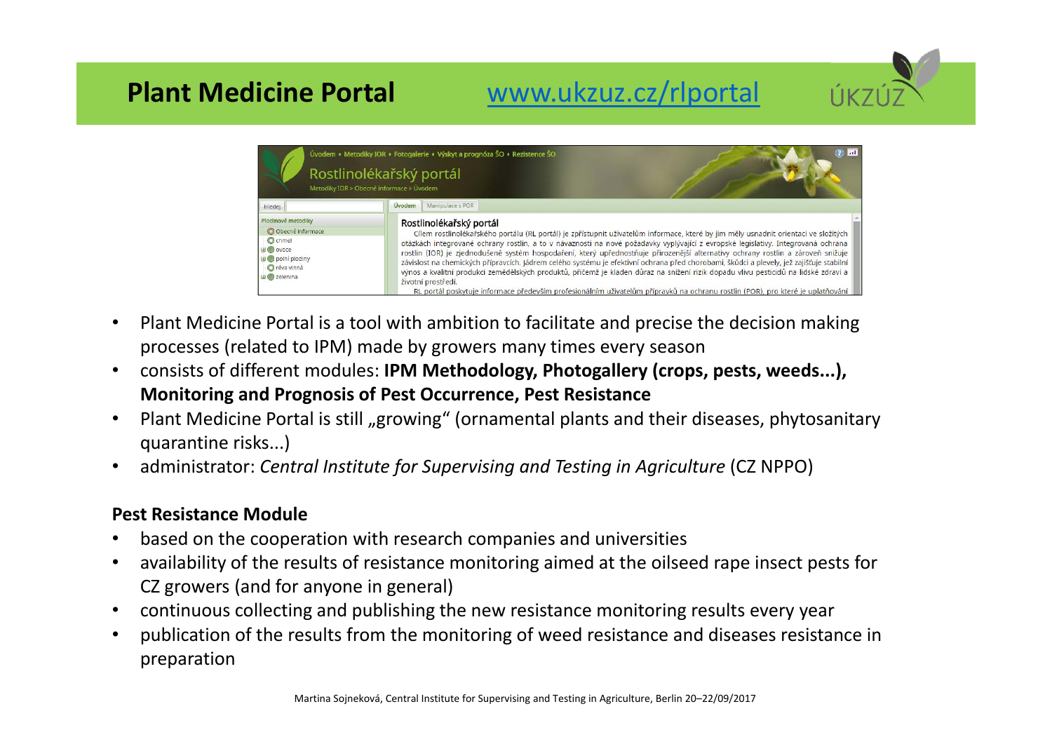# Plant Medicine Portal

www.ukzuz.cz/rlportal

- Plant Medicine Portal is a tool with ambition to facilitate and precise the decision making processes (related to IPM) made by growers many times every season
- consists of different modules: **IPM Methodology, Photogallery (crops, pests, weeds...), Monitoring and Prognosis of Pest Occurrence, Pest Resistance**
- Plant Medicine Portal is still „growing" (ornamental plants and their diseases, phytosanitary quarantine risks...)
- administrator: *Central Institute for Supervising and Testing in Agriculture* (CZ NPPO)

**Pest Resistance Module**

- based on the cooperation with research companies and universities
- availability of the results of resistance monitoring aimed at the oilseed rape insect pests for CZ growers (and for anyone in general)
- continuous collecting and publishing the new resistance monitoring results every year
- publication of the results from the monitoring of weed resistance and diseases resistance in preparation

Martina Sojneková, Central Institute for Supervising and Testing in Agriculture, Berlin 20–22/09/2017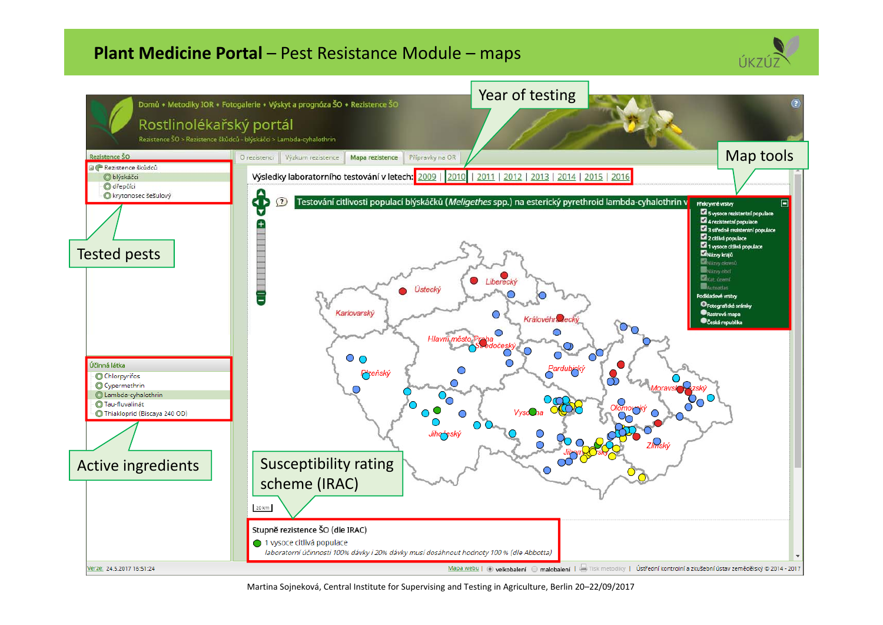# Plant Medicine Portal – Pest Resistance Module – maps

ÚKZÚZ

Domů • Metodiky IOR • Fotogalerie • Výskyt a prognóza ŠO • Rezistence ŠO

Rostlinolékařský portál

Rezistence ŠO > Rezistence škůdců - blýskáči > Lambda-cyhalothrin

Rezistence ŠO

- Rezistence škůdců
  - blýskáči
  - dřepčíci
  - krytonosec šešulový

Tested pests

O rezistenci | Výzkum rezistence | Mapa rezistence | Přípravky na OR

Year of testing

Výsledky laboratorního testování v letech: 2009 | 2010 | 2011 | 2012 | 2013 | 2014 | 2015 | 2016

Testování citlivosti populací blýskáčků (*Meligethes* spp.) na esterický pyrethroid lambda-cyhalothrin v

Map tools

Překryvné vrstvy

- 5 vysoce rezistentní populace
- 4 rezistentní populace
- 3 středně rezistentní populace
- 2 citlivá populace
- 1 vysoce citlivá populace
- Názvy krajů
- Názvy okresů
- Názvy obcí
- Kat. území
- Autoatlas

Podkladové vrstvy

- Fotografické snímky
- Rastrová mapa
- Česká republika

Účinná látka

- Chlorpyrifos
- Cypermethrin
- Lambda-cyhalothrin
- Tau-fluvalinát
- Thiakloprid (Biscaya 240 OD)

Active ingredients

Susceptibility rating scheme (IRAC)

Stupně rezistence ŠO (dle IRAC)

1 vysoce citlivá populace

*laboratorní účinnosti 100% dávky i 20% dávky musí dosáhnout hodnoty 100 % (dle Abbotta)*

Verze: 24.5.2017 16:51:24 | Mapa webu | velkobalení | malobalení | Tisk metodiky | Ústřední kontrolní a zkušební ústav zemědělský © 2014 - 2017

Martina Sojneková, Central Institute for Supervising and Testing in Agriculture, Berlin 20–22/09/2017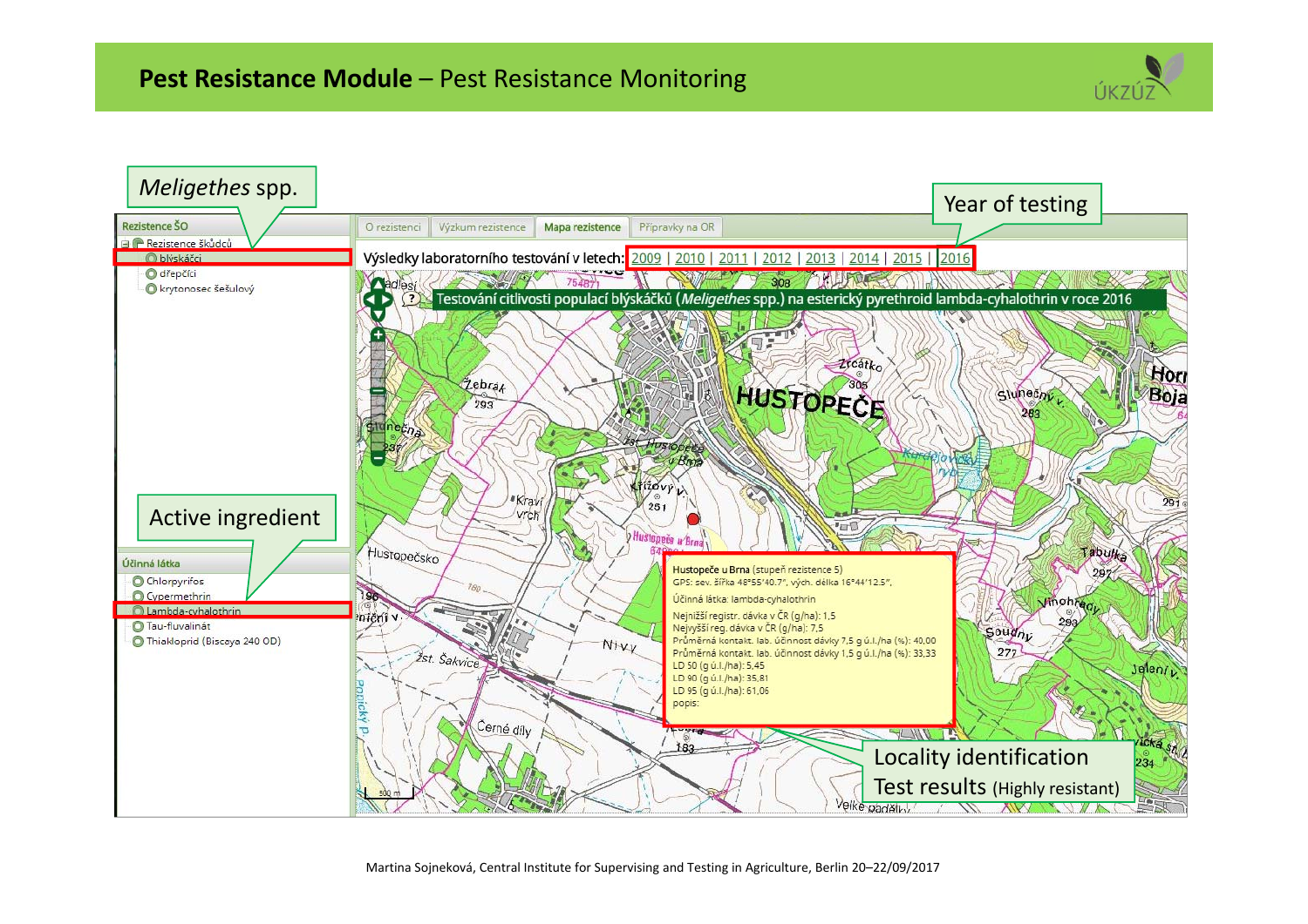# Pest Resistance Module – Pest Resistance Monitoring

*Meligethes* spp.

Year of testing

Rezistence ŠO

- Rezistence škůdců
  - blýskáčci
  - dřepčíci
  - krytonosec šešulový

O rezistenci | Výzkum rezistence | Mapa rezistence | Přípravky na OR

Výsledky laboratorního testování v letech: 2009 | 2010 | 2011 | 2012 | 2013 | 2014 | 2015 | 2016

Testování citlivosti populací blýskáčků (*Meligethes* spp.) na esterický pyrethroid lambda-cyhalothrin v roce 2016

Active ingredient

Účinná látka

- Chlorpyrifos
- Cypermethrin
- Lambda-cyhalothrin
- Tau-fluvalinát
- Thiakloprid (Biscaya 240 OD)

Hustopeče u Brna (stupeň rezistence 5)
GPS: sev. šířka 48°55'40.7", vých. délka 16°44'12.5",

Účinná látka: lambda-cyhalothrin

Nejnižší registr. dávka v ČR (g/ha): 1,5
Nejvyšší reg. dávka v ČR (g/ha): 7,5
Průměrná kontakt. lab. účinnost dávky 7,5 g ú.l./ha (%): 40,00
Průměrná kontakt. lab. účinnost dávky 1,5 g ú.l./ha (%): 33,33
LD 50 (g ú.l./ha): 5,45
LD 90 (g ú.l./ha): 35,81
LD 95 (g ú.l./ha): 61,06
popis:

Locality identification
Test results (Highly resistant)

Martina Sojneková, Central Institute for Supervising and Testing in Agriculture, Berlin 20–22/09/2017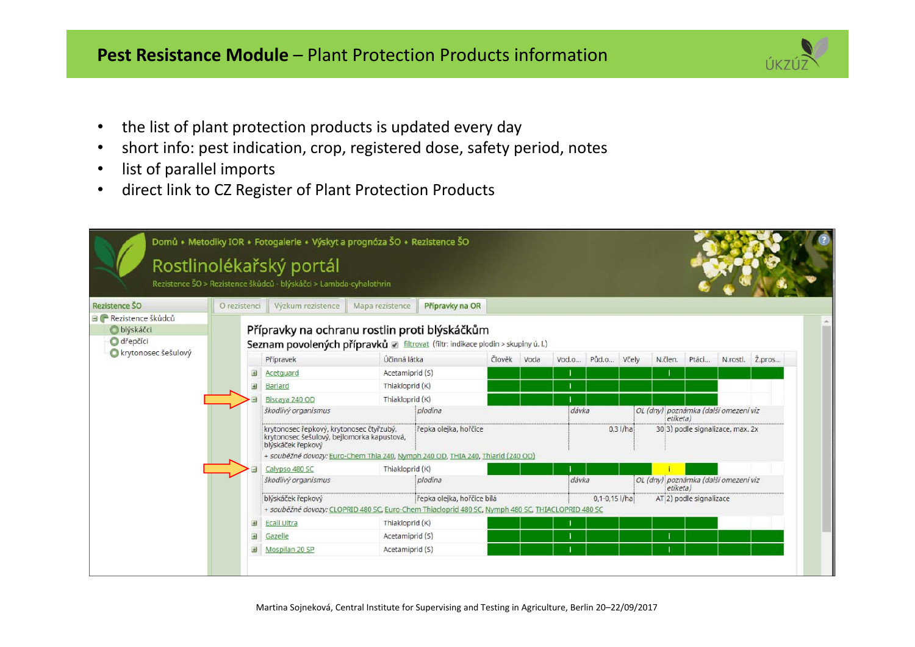## Pest Resistance Module – Plant Protection Products information

- the list of plant protection products is updated every day
- short info: pest indication, crop, registered dose, safety period, notes
- list of parallel imports
- direct link to CZ Register of Plant Protection Products

Domů • Metodiky IOR • Fotogalerie • Výskyt a prognóza ŠO • Rezistence ŠO

# Rostlinolékařský portál

Rezistence ŠO > Rezistence škůdců - blýskáčci > Lambda-cyhalothrin

Rezistence ŠO
- Rezistence škůdců
  - blýskáčci
  - dřepčíci
  - krytonosec šešulový

O rezistenci | Výzkum rezistence | Mapa rezistence | **Přípravky na OR**

### Přípravky na ochranu rostlin proti blýskáčkům

**Seznam povolených přípravků** filtrovat (filtr: indikace plodin > skupiny ú. l.)

| Přípravek | Účinná látka | Člověk | Voda | Vod.o... | Půd.o... | Včely | N.člen. | Ptáci... | N.rostl. | Ž.pros... |
|---|---|---|---|---|---|---|---|---|---|---|
| Acetguard | Acetamiprid (S) | | | I | | | I | | | |
| Bariard | Thiakloprid (K) | | | I | | | | | | |
| Biscaya 240 OD | Thiakloprid (K) | | | I | | | | | | |
| Calypso 480 SC | Thiakloprid (K) | | | I | | | i | | | |
| Ecall Ultra | Thiakloprid (K) | | | I | | | | | | |
| Gazelle | Acetamiprid (S) | | | I | | | I | | | |
| Mospilan 20 SP | Acetamiprid (S) | | | I | | | I | | | |

Biscaya 240 OD:

| škodlivý organismus | plodina | dávka | OL (dny) | poznámka (další omezení viz etiketa) |
|---|---|---|---|---|
| krytonosec řepkový, krytonosec čtyřzubý, krytonosec šešulový, bejlomorka kapustová, blýskáček řepkový | řepka olejka, hořčice | 0,3 l/ha | 30 | 3) podle signalizace, max. 2x |

+ souběžné dovozy: Euro-Chem Thia 240, Nymph 240 OD, THIA 240, Thiarid (240 OD)

Calypso 480 SC:

| škodlivý organismus | plodina | dávka | OL (dny) | poznámka (další omezení viz etiketa) |
|---|---|---|---|---|
| blýskáček řepkový | řepka olejka, hořčice bílá | 0,1-0,15 l/ha | AT | 2) podle signalizace |

+ souběžné dovozy: CLOPRID 480 SC, Euro-Chem Thiacloprid 480 SC, Nymph 480 SC, THIACLOPRID 480 SC

Martina Sojneková, Central Institute for Supervising and Testing in Agriculture, Berlin 20–22/09/2017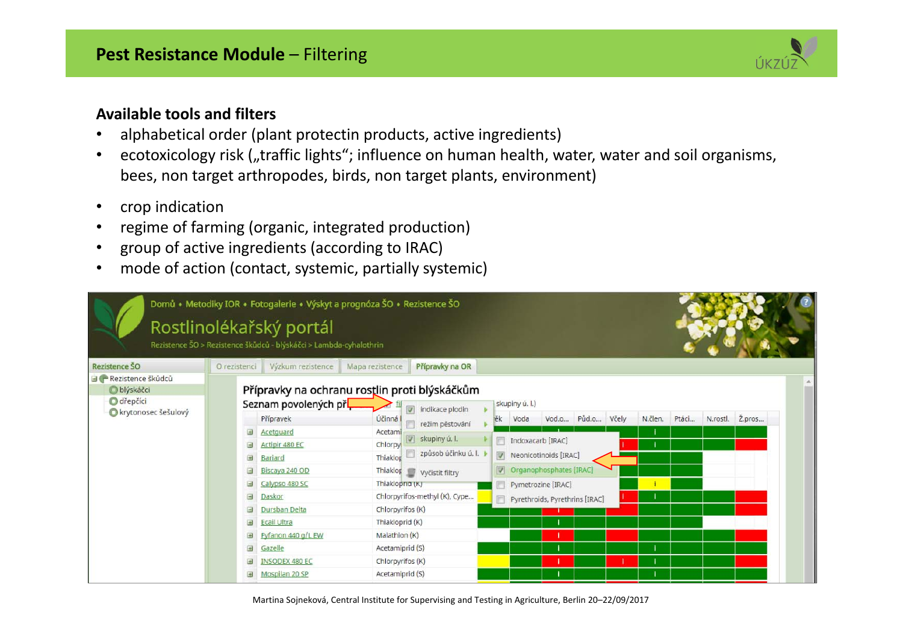## Pest Resistance Module – Filtering

### Available tools and filters

- alphabetical order (plant protectin products, active ingredients)
- ecotoxicology risk („traffic lights"; influence on human health, water, water and soil organisms, bees, non target arthropodes, birds, non target plants, environment)
- crop indication
- regime of farming (organic, integrated production)
- group of active ingredients (according to IRAC)
- mode of action (contact, systemic, partially systemic)

Martina Sojneková, Central Institute for Supervising and Testing in Agriculture, Berlin 20–22/09/2017